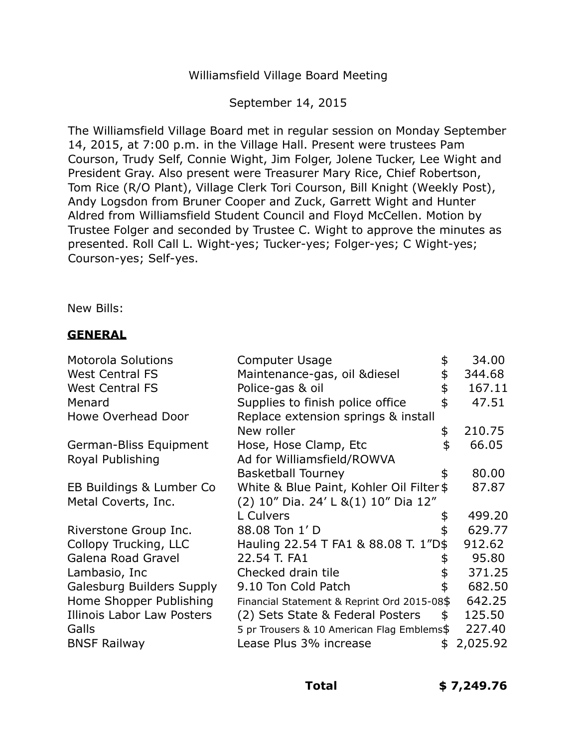Williamsfield Village Board Meeting

September 14, 2015

The Williamsfield Village Board met in regular session on Monday September 14, 2015, at 7:00 p.m. in the Village Hall. Present were trustees Pam Courson, Trudy Self, Connie Wight, Jim Folger, Jolene Tucker, Lee Wight and President Gray. Also present were Treasurer Mary Rice, Chief Robertson, Tom Rice (R/O Plant), Village Clerk Tori Courson, Bill Knight (Weekly Post), Andy Logsdon from Bruner Cooper and Zuck, Garrett Wight and Hunter Aldred from Williamsfield Student Council and Floyd McCellen. Motion by Trustee Folger and seconded by Trustee C. Wight to approve the minutes as presented. Roll Call L. Wight-yes; Tucker-yes; Folger-yes; C Wight-yes; Courson-yes; Self-yes.

New Bills:

## **GENERAL**

| | | |
|---|---|---|
| Motorola Solutions | Computer Usage | $ 34.00 |
| West Central FS | Maintenance-gas, oil &diesel | $ 344.68 |
| West Central FS | Police-gas & oil | $ 167.11 |
| Menard | Supplies to finish police office | $ 47.51 |
| Howe Overhead Door | Replace extension springs & install New roller | $ 210.75 |
| German-Bliss Equipment | Hose, Hose Clamp, Etc | $ 66.05 |
| Royal Publishing | Ad for Williamsfield/ROWVA Basketball Tourney | $ 80.00 |
| EB Buildings & Lumber Co | White & Blue Paint, Kohler Oil Filter | $ 87.87 |
| Metal Coverts, Inc. | (2) 10" Dia. 24' L &(1) 10" Dia 12" L Culvers | $ 499.20 |
| Riverstone Group Inc. | 88.08 Ton 1' D | $ 629.77 |
| Collopy Trucking, LLC | Hauling 22.54 T FA1 & 88.08 T. 1"D | $ 912.62 |
| Galena Road Gravel | 22.54 T. FA1 | $ 95.80 |
| Lambasio, Inc | Checked drain tile | $ 371.25 |
| Galesburg Builders Supply | 9.10 Ton Cold Patch | $ 682.50 |
| Home Shopper Publishing | Financial Statement & Reprint Ord 2015-08 | $ 642.25 |
| Illinois Labor Law Posters | (2) Sets State & Federal Posters | $ 125.50 |
| Galls | 5 pr Trousers & 10 American Flag Emblems | $ 227.40 |
| BNSF Railway | Lease Plus 3% increase | $ 2,025.92 |
| | **Total** | **$ 7,249.76** |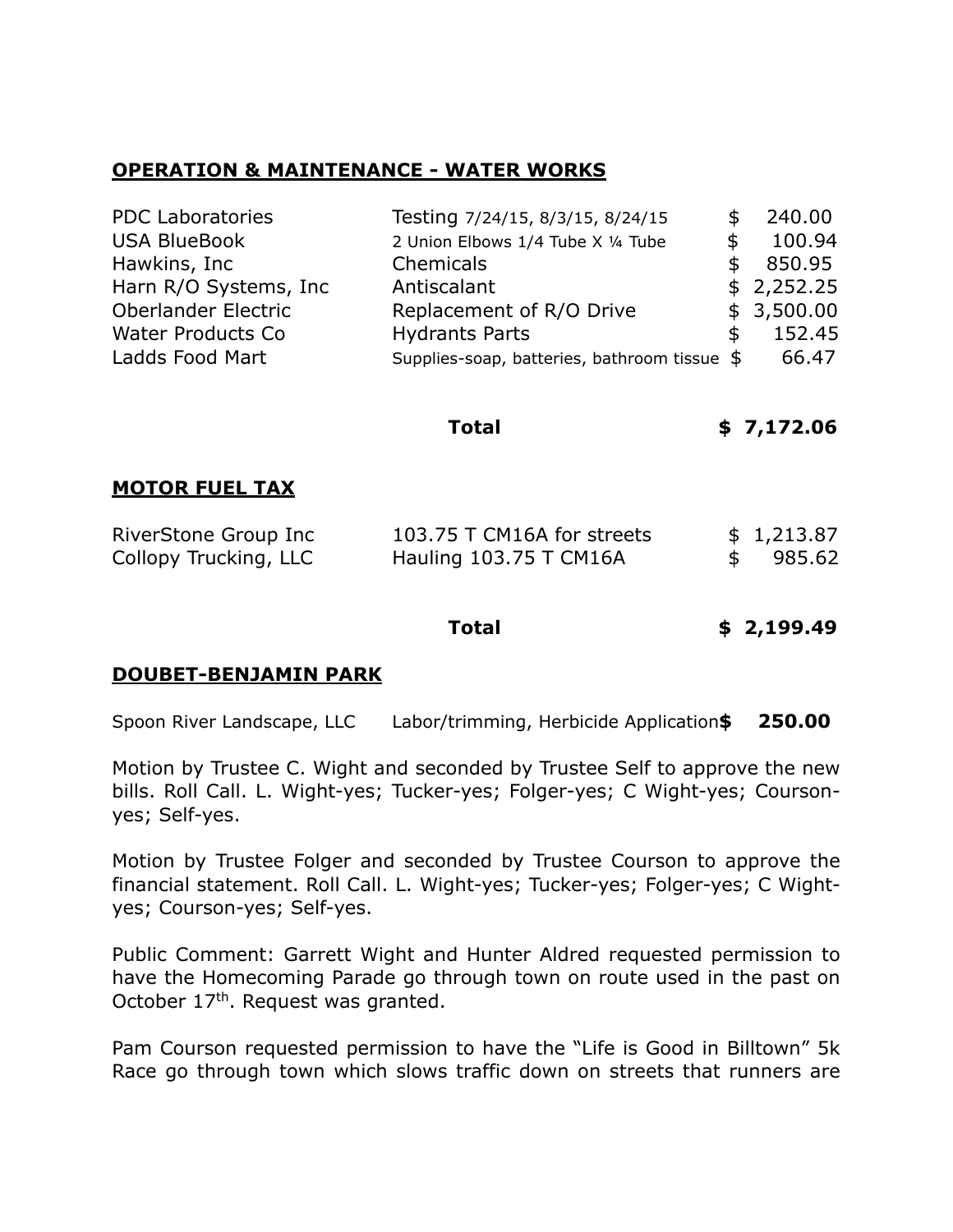**OPERATION & MAINTENANCE - WATER WORKS**

| | | |
|---|---|---|
| PDC Laboratories | Testing 7/24/15, 8/3/15, 8/24/15 | $ 240.00 |
| USA BlueBook | 2 Union Elbows 1/4 Tube X ¼ Tube | $ 100.94 |
| Hawkins, Inc | Chemicals | $ 850.95 |
| Harn R/O Systems, Inc | Antiscalant | $ 2,252.25 |
| Oberlander Electric | Replacement of R/O Drive | $ 3,500.00 |
| Water Products Co | Hydrants Parts | $ 152.45 |
| Ladds Food Mart | Supplies-soap, batteries, bathroom tissue | $ 66.47 |
| | **Total** | **$ 7,172.06** |

**MOTOR FUEL TAX**

| | | |
|---|---|---|
| RiverStone Group Inc | 103.75 T CM16A for streets | $ 1,213.87 |
| Collopy Trucking, LLC | Hauling 103.75 T CM16A | $ 985.62 |
| | **Total** | **$ 2,199.49** |

**DOUBET-BENJAMIN PARK**

| | | |
|---|---|---|
| Spoon River Landscape, LLC | Labor/trimming, Herbicide Application | **$ 250.00** |

Motion by Trustee C. Wight and seconded by Trustee Self to approve the new bills. Roll Call. L. Wight-yes; Tucker-yes; Folger-yes; C Wight-yes; Courson-yes; Self-yes.

Motion by Trustee Folger and seconded by Trustee Courson to approve the financial statement. Roll Call. L. Wight-yes; Tucker-yes; Folger-yes; C Wight-yes; Courson-yes; Self-yes.

Public Comment: Garrett Wight and Hunter Aldred requested permission to have the Homecoming Parade go through town on route used in the past on October 17th. Request was granted.

Pam Courson requested permission to have the "Life is Good in Billtown" 5k Race go through town which slows traffic down on streets that runners are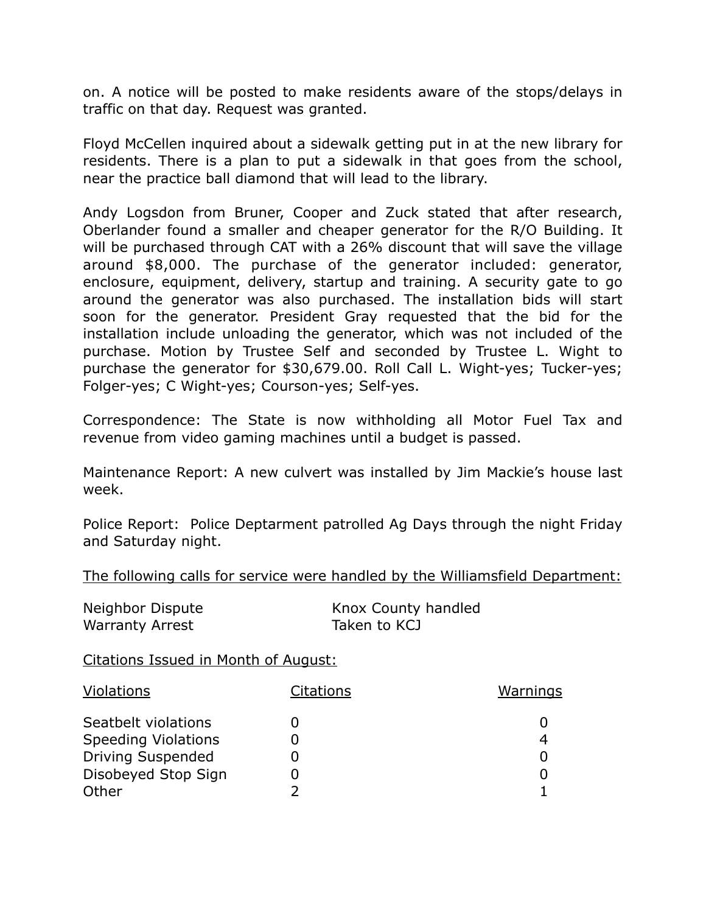on. A notice will be posted to make residents aware of the stops/delays in traffic on that day. Request was granted.

Floyd McCellen inquired about a sidewalk getting put in at the new library for residents. There is a plan to put a sidewalk in that goes from the school, near the practice ball diamond that will lead to the library.

Andy Logsdon from Bruner, Cooper and Zuck stated that after research, Oberlander found a smaller and cheaper generator for the R/O Building. It will be purchased through CAT with a 26% discount that will save the village around $8,000. The purchase of the generator included: generator, enclosure, equipment, delivery, startup and training. A security gate to go around the generator was also purchased. The installation bids will start soon for the generator. President Gray requested that the bid for the installation include unloading the generator, which was not included of the purchase. Motion by Trustee Self and seconded by Trustee L. Wight to purchase the generator for $30,679.00. Roll Call L. Wight-yes; Tucker-yes; Folger-yes; C Wight-yes; Courson-yes; Self-yes.

Correspondence: The State is now withholding all Motor Fuel Tax and revenue from video gaming machines until a budget is passed.

Maintenance Report: A new culvert was installed by Jim Mackie's house last week.

Police Report: Police Deptarment patrolled Ag Days through the night Friday and Saturday night.

<u>The following calls for service were handled by the Williamsfield Department:</u>

| | |
|---|---|
| Neighbor Dispute | Knox County handled |
| Warranty Arrest | Taken to KCJ |

<u>Citations Issued in Month of August:</u>

| <u>Violations</u> | <u>Citations</u> | <u>Warnings</u> |
|---|---|---|
| Seatbelt violations | 0 | 0 |
| Speeding Violations | 0 | 4 |
| Driving Suspended | 0 | 0 |
| Disobeyed Stop Sign | 0 | 0 |
| Other | 2 | 1 |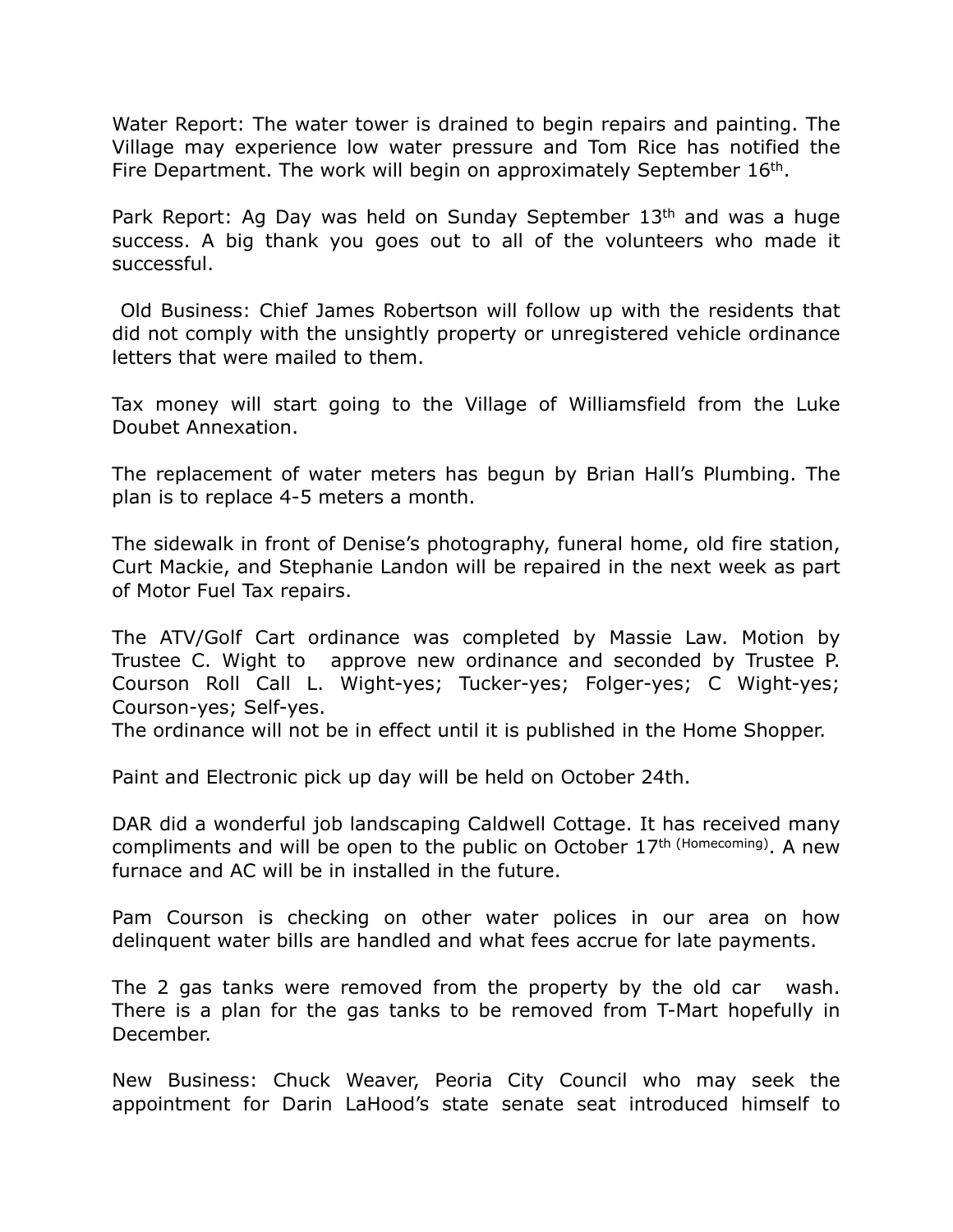Water Report: The water tower is drained to begin repairs and painting. The Village may experience low water pressure and Tom Rice has notified the Fire Department. The work will begin on approximately September 16th.

Park Report: Ag Day was held on Sunday September 13th and was a huge success. A big thank you goes out to all of the volunteers who made it successful.

Old Business: Chief James Robertson will follow up with the residents that did not comply with the unsightly property or unregistered vehicle ordinance letters that were mailed to them.

Tax money will start going to the Village of Williamsfield from the Luke Doubet Annexation.

The replacement of water meters has begun by Brian Hall's Plumbing. The plan is to replace 4-5 meters a month.

The sidewalk in front of Denise's photography, funeral home, old fire station, Curt Mackie, and Stephanie Landon will be repaired in the next week as part of Motor Fuel Tax repairs.

The ATV/Golf Cart ordinance was completed by Massie Law. Motion by Trustee C. Wight to approve new ordinance and seconded by Trustee P. Courson Roll Call L. Wight-yes; Tucker-yes; Folger-yes; C Wight-yes; Courson-yes; Self-yes.
The ordinance will not be in effect until it is published in the Home Shopper.

Paint and Electronic pick up day will be held on October 24th.

DAR did a wonderful job landscaping Caldwell Cottage. It has received many compliments and will be open to the public on October 17th (Homecoming). A new furnace and AC will be in installed in the future.

Pam Courson is checking on other water polices in our area on how delinquent water bills are handled and what fees accrue for late payments.

The 2 gas tanks were removed from the property by the old car wash. There is a plan for the gas tanks to be removed from T-Mart hopefully in December.

New Business: Chuck Weaver, Peoria City Council who may seek the appointment for Darin LaHood's state senate seat introduced himself to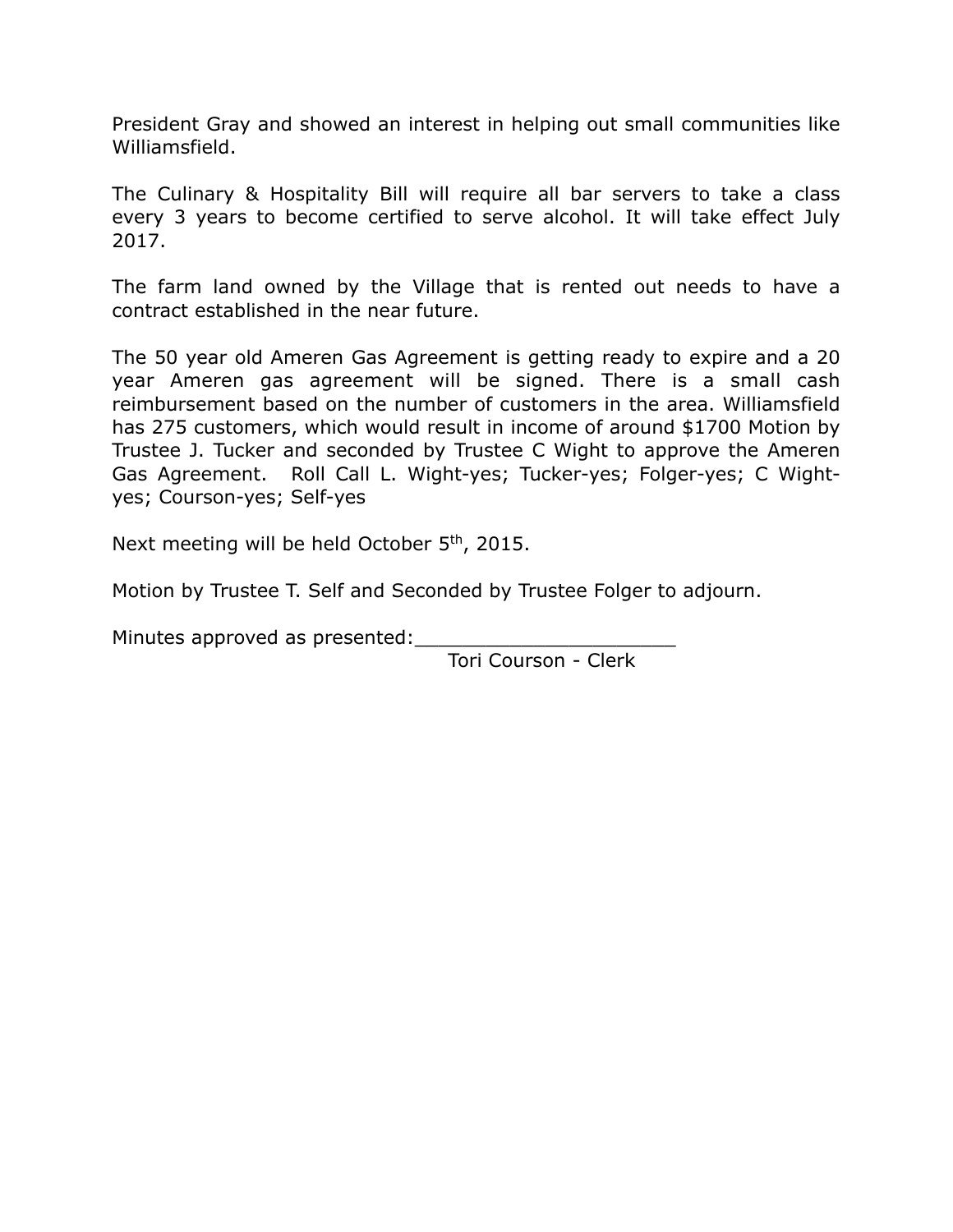President Gray and showed an interest in helping out small communities like Williamsfield.

The Culinary & Hospitality Bill will require all bar servers to take a class every 3 years to become certified to serve alcohol. It will take effect July 2017.

The farm land owned by the Village that is rented out needs to have a contract established in the near future.

The 50 year old Ameren Gas Agreement is getting ready to expire and a 20 year Ameren gas agreement will be signed. There is a small cash reimbursement based on the number of customers in the area. Williamsfield has 275 customers, which would result in income of around $1700 Motion by Trustee J. Tucker and seconded by Trustee C Wight to approve the Ameren Gas Agreement.  Roll Call L. Wight-yes; Tucker-yes; Folger-yes; C Wight-yes; Courson-yes; Self-yes

Next meeting will be held October 5th, 2015.

Motion by Trustee T. Self and Seconded by Trustee Folger to adjourn.

Minutes approved as presented:______________________

Tori Courson - Clerk